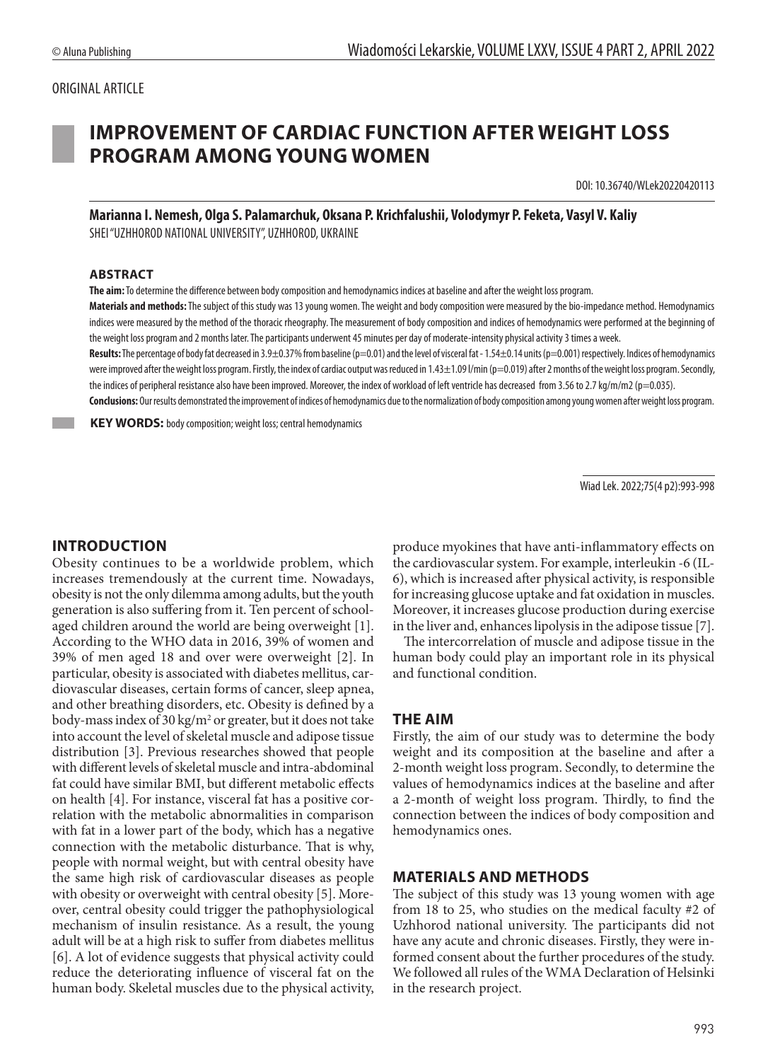ORIGINAL ARTICLE

# IMPROVEMENT OF CARDIAC FUNCTION AFTER WEIGHT LOSS PROGRAM AMONG YOUNG WOMEN

DOI: 10.36740/WLek20220420113

**Marianna I. Nemesh, Olga S. Palamarchuk, Oksana P. Krichfalushii, Volodymyr P. Feketa, Vasyl V. Kaliy**

SHEI "UZHHOROD NATIONAL UNIVERSITY", UZHHOROD, UKRAINE

### ABSTRACT

**The aim:** To determine the difference between body composition and hemodynamics indices at baseline and after the weight loss program.

**Materials and methods:** The subject of this study was 13 young women. The weight and body composition were measured by the bio-impedance method. Hemodynamics indices were measured by the method of the thoracic rheography. The measurement of body composition and indices of hemodynamics were performed at the beginning of the weight loss program and 2 months later. The participants underwent 45 minutes per day of moderate-intensity physical activity 3 times a week.

**Results:** The percentage of body fat decreased in 3.9±0.37% from baseline (p=0.01) and the level of visceral fat - 1.54±0.14 units (p=0.001) respectively. Indices of hemodynamics were improved after the weight loss program. Firstly, the index of cardiac output was reduced in 1.43±1.09 l/min (p=0.019) after 2 months of the weight loss program. Secondly, the indices of peripheral resistance also have been improved. Moreover, the index of workload of left ventricle has decreased from 3.56 to 2.7 kg/m/m2 (p=0.035).

**Conclusions:** Our results demonstrated the improvement of indices of hemodynamics due to the normalization of body composition among young women after weight loss program.

**KEY WORDS:** body composition; weight loss; central hemodynamics

## INTRODUCTION

Obesity continues to be a worldwide problem, which increases tremendously at the current time. Nowadays, obesity is not the only dilemma among adults, but the youth generation is also suffering from it. Ten percent of school-aged children around the world are being overweight [1]. According to the WHO data in 2016, 39% of women and 39% of men aged 18 and over were overweight [2]. In particular, obesity is associated with diabetes mellitus, cardiovascular diseases, certain forms of cancer, sleep apnea, and other breathing disorders, etc. Obesity is defined by a body-mass index of 30 $kg/m^2$ or greater, but it does not take into account the level of skeletal muscle and adipose tissue distribution [3]. Previous researches showed that people with different levels of skeletal muscle and intra-abdominal fat could have similar BMI, but different metabolic effects on health [4]. For instance, visceral fat has a positive correlation with the metabolic abnormalities in comparison with fat in a lower part of the body, which has a negative connection with the metabolic disturbance. That is why, people with normal weight, but with central obesity have the same high risk of cardiovascular diseases as people with obesity or overweight with central obesity [5]. Moreover, central obesity could trigger the pathophysiological mechanism of insulin resistance. As a result, the young adult will be at a high risk to suffer from diabetes mellitus [6]. A lot of evidence suggests that physical activity could reduce the deteriorating influence of visceral fat on the human body. Skeletal muscles due to the physical activity, produce myokines that have anti-inflammatory effects on the cardiovascular system. For example, interleukin -6 (IL-6), which is increased after physical activity, is responsible for increasing glucose uptake and fat oxidation in muscles. Moreover, it increases glucose production during exercise in the liver and, enhances lipolysis in the adipose tissue [7].

The intercorrelation of muscle and adipose tissue in the human body could play an important role in its physical and functional condition.

## THE AIM

Firstly, the aim of our study was to determine the body weight and its composition at the baseline and after a 2-month weight loss program. Secondly, to determine the values of hemodynamics indices at the baseline and after a 2-month of weight loss program. Thirdly, to find the connection between the indices of body composition and hemodynamics ones.

## MATERIALS AND METHODS

The subject of this study was 13 young women with age from 18 to 25, who studies on the medical faculty #2 of Uzhhorod national university. The participants did not have any acute and chronic diseases. Firstly, they were informed consent about the further procedures of the study. We followed all rules of the WMA Declaration of Helsinki in the research project.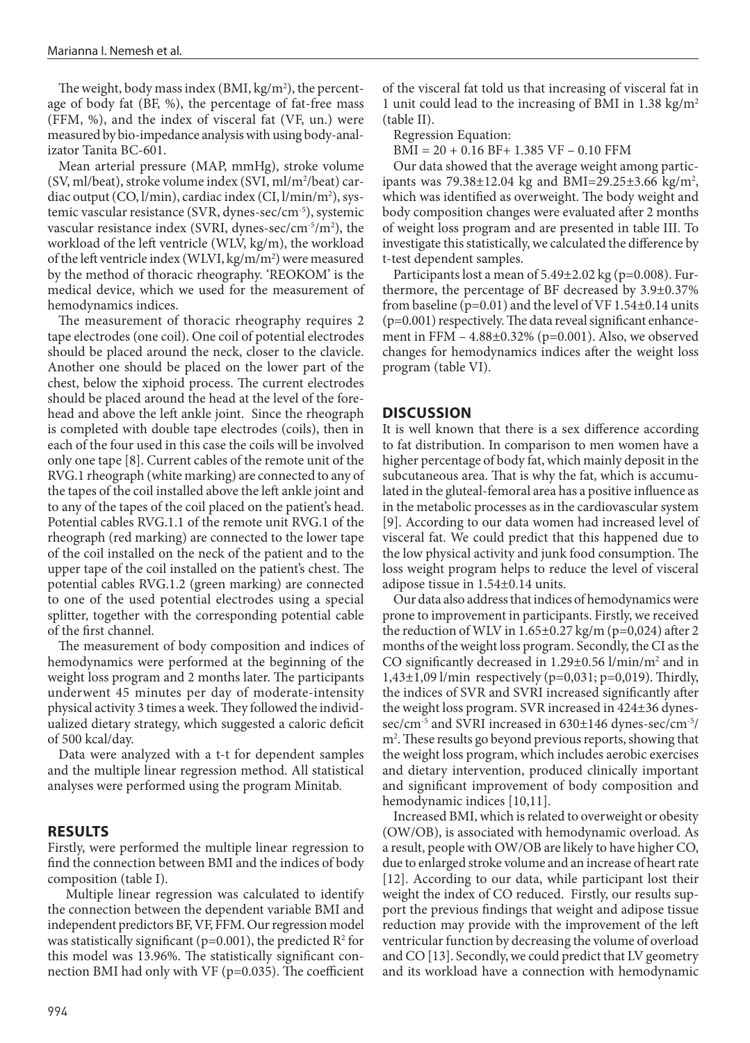The weight, body mass index (BMI, $kg/m^2$), the percentage of body fat (BF, %), the percentage of fat-free mass (FFM, %), and the index of visceral fat (VF, un.) were measured by bio-impedance analysis with using body-analizator Tanita BC-601.

Mean arterial pressure (MAP, mmHg), stroke volume (SV, ml/beat), stroke volume index (SVI, $ml/m^2$/beat) cardiac output (CO, l/min), cardiac index (CI, $l/min/m^2$), systemic vascular resistance (SVR, dynes-sec/$cm^{-5}$), systemic vascular resistance index (SVRI, dynes-sec/$cm^{-5}/m^2$), the workload of the left ventricle (WLV, kg/m), the workload of the left ventricle index (WLVI, $kg/m/m^2$) were measured by the method of thoracic rheography. 'REOKOM' is the medical device, which we used for the measurement of hemodynamics indices.

The measurement of thoracic rheography requires 2 tape electrodes (one coil). One coil of potential electrodes should be placed around the neck, closer to the clavicle. Another one should be placed on the lower part of the chest, below the xiphoid process. The current electrodes should be placed around the head at the level of the forehead and above the left ankle joint. Since the rheograph is completed with double tape electrodes (coils), then in each of the four used in this case the coils will be involved only one tape [8]. Current cables of the remote unit of the RVG.1 rheograph (white marking) are connected to any of the tapes of the coil installed above the left ankle joint and to any of the tapes of the coil placed on the patient's head. Potential cables RVG.1.1 of the remote unit RVG.1 of the rheograph (red marking) are connected to the lower tape of the coil installed on the neck of the patient and to the upper tape of the coil installed on the patient's chest. The potential cables RVG.1.2 (green marking) are connected to one of the used potential electrodes using a special splitter, together with the corresponding potential cable of the first channel.

The measurement of body composition and indices of hemodynamics were performed at the beginning of the weight loss program and 2 months later. The participants underwent 45 minutes per day of moderate-intensity physical activity 3 times a week. They followed the individualized dietary strategy, which suggested a caloric deficit of 500 kcal/day.

Data were analyzed with a t-t for dependent samples and the multiple linear regression method. All statistical analyses were performed using the program Minitab.

## RESULTS

Firstly, were performed the multiple linear regression to find the connection between BMI and the indices of body composition (table I).

Multiple linear regression was calculated to identify the connection between the dependent variable BMI and independent predictors BF, VF, FFM. Our regression model was statistically significant (p=0.001), the predicted $R^2$ for this model was 13.96%. The statistically significant connection BMI had only with VF (p=0.035). The coefficient of the visceral fat told us that increasing of visceral fat in 1 unit could lead to the increasing of BMI in 1.38 $kg/m^2$ (table II).

Regression Equation:

$$BMI = 20 + 0.16\,BF + 1.385\,VF - 0.10\,FFM$$

Our data showed that the average weight among participants was 79.38±12.04 kg and BMI=29.25±3.66 $kg/m^2$, which was identified as overweight. The body weight and body composition changes were evaluated after 2 months of weight loss program and are presented in table III. To investigate this statistically, we calculated the difference by t-test dependent samples.

Participants lost a mean of 5.49±2.02 kg (p=0.008). Furthermore, the percentage of BF decreased by 3.9±0.37% from baseline (p=0.01) and the level of VF 1.54±0.14 units (p=0.001) respectively. The data reveal significant enhancement in FFM – 4.88±0.32% (p=0.001). Also, we observed changes for hemodynamics indices after the weight loss program (table VI).

## DISCUSSION

It is well known that there is a sex difference according to fat distribution. In comparison to men women have a higher percentage of body fat, which mainly deposit in the subcutaneous area. That is why the fat, which is accumulated in the gluteal-femoral area has a positive influence as in the metabolic processes as in the cardiovascular system [9]. According to our data women had increased level of visceral fat. We could predict that this happened due to the low physical activity and junk food consumption. The loss weight program helps to reduce the level of visceral adipose tissue in 1.54±0.14 units.

Our data also address that indices of hemodynamics were prone to improvement in participants. Firstly, we received the reduction of WLV in 1.65±0.27 kg/m (p=0,024) after 2 months of the weight loss program. Secondly, the CI as the CO significantly decreased in 1.29±0.56 $l/min/m^2$ and in 1,43±1,09 l/min respectively (p=0,031; p=0,019). Thirdly, the indices of SVR and SVRI increased significantly after the weight loss program. SVR increased in 424±36 dynes-sec/$cm^{-5}$ and SVRI increased in 630±146 dynes-sec/$cm^{-5}/m^2$. These results go beyond previous reports, showing that the weight loss program, which includes aerobic exercises and dietary intervention, produced clinically important and significant improvement of body composition and hemodynamic indices [10,11].

Increased BMI, which is related to overweight or obesity (OW/OB), is associated with hemodynamic overload. As a result, people with OW/OB are likely to have higher CO, due to enlarged stroke volume and an increase of heart rate [12]. According to our data, while participant lost their weight the index of CO reduced. Firstly, our results support the previous findings that weight and adipose tissue reduction may provide with the improvement of the left ventricular function by decreasing the volume of overload and CO [13]. Secondly, we could predict that LV geometry and its workload have a connection with hemodynamic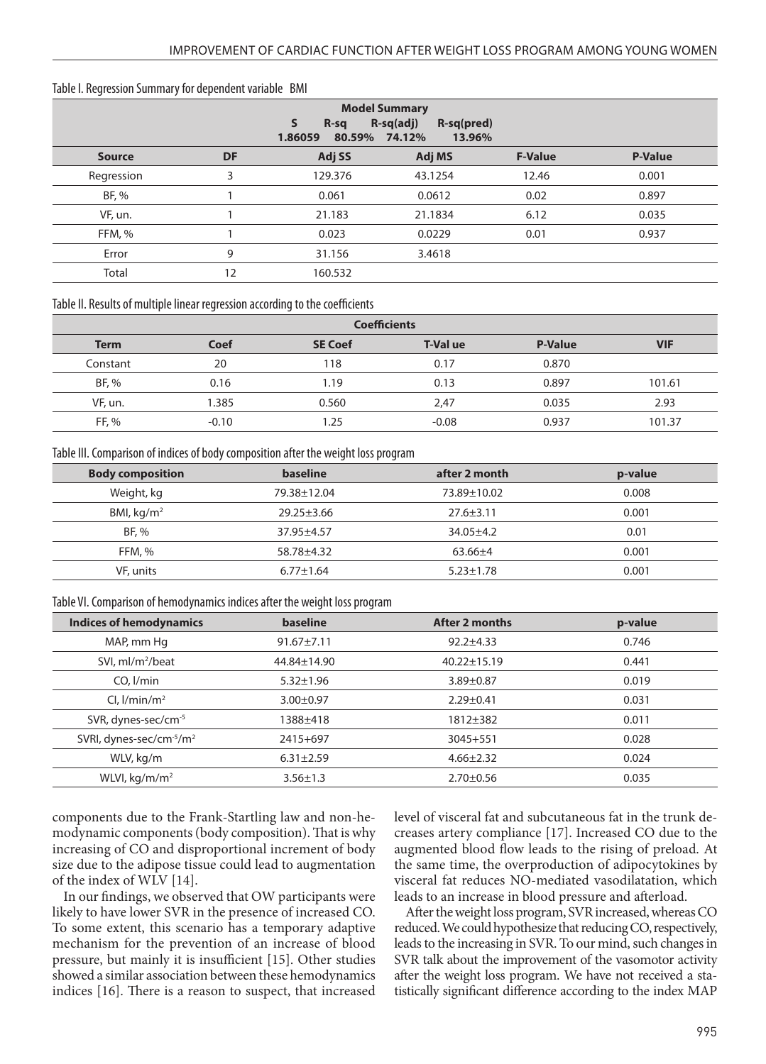Table I. Regression Summary for dependent variable BMI

| Model Summary | | | | | |
|---|---|---|---|---|---|
| | | S 1.86059 | R-sq 80.59% | R-sq(adj) 74.12% | R-sq(pred) 13.96% |
| **Source** | **DF** | **Adj SS** | **Adj MS** | **F-Value** | **P-Value** |
| Regression | 3 | 129.376 | 43.1254 | 12.46 | 0.001 |
| BF, % | 1 | 0.061 | 0.0612 | 0.02 | 0.897 |
| VF, un. | 1 | 21.183 | 21.1834 | 6.12 | 0.035 |
| FFM, % | 1 | 0.023 | 0.0229 | 0.01 | 0.937 |
| Error | 9 | 31.156 | 3.4618 | | |
| Total | 12 | 160.532 | | | |

Table II. Results of multiple linear regression according to the coefficients

| Coefficients | | | | | |
|---|---|---|---|---|---|
| **Term** | **Coef** | **SE Coef** | **T-Val ue** | **P-Value** | **VIF** |
| Constant | 20 | 118 | 0.17 | 0.870 | |
| BF, % | 0.16 | 1.19 | 0.13 | 0.897 | 101.61 |
| VF, un. | 1.385 | 0.560 | 2,47 | 0.035 | 2.93 |
| FF, % | -0.10 | 1.25 | -0.08 | 0.937 | 101.37 |

Table III. Comparison of indices of body composition after the weight loss program

| Body composition | baseline | after 2 month | p-value |
|---|---|---|---|
| Weight, kg | 79.38±12.04 | 73.89±10.02 | 0.008 |
| BMI, kg/m$^2$ | 29.25±3.66 | 27.6±3.11 | 0.001 |
| BF, % | 37.95±4.57 | 34.05±4.2 | 0.01 |
| FFM, % | 58.78±4.32 | 63.66±4 | 0.001 |
| VF, units | 6.77±1.64 | 5.23±1.78 | 0.001 |

Table VI. Comparison of hemodynamics indices after the weight loss program

| Indices of hemodynamics | baseline | After 2 months | p-value |
|---|---|---|---|
| MAP, mm Hg | 91.67±7.11 | 92.2±4.33 | 0.746 |
| SVI, ml/m$^2$/beat | 44.84±14.90 | 40.22±15.19 | 0.441 |
| CO, l/min | 5.32±1.96 | 3.89±0.87 | 0.019 |
| CI, l/min/m$^2$ | 3.00±0.97 | 2.29±0.41 | 0.031 |
| SVR, dynes-sec/cm$^{-5}$ | 1388±418 | 1812±382 | 0.011 |
| SVRI, dynes-sec/cm$^{-5}$/m$^2$ | 2415+697 | 3045+551 | 0.028 |
| WLV, kg/m | 6.31±2.59 | 4.66±2.32 | 0.024 |
| WLVI, kg/m/m$^2$ | 3.56±1.3 | 2.70±0.56 | 0.035 |

components due to the Frank-Startling law and non-hemodynamic components (body composition). That is why increasing of CO and disproportional increment of body size due to the adipose tissue could lead to augmentation of the index of WLV [14].

In our findings, we observed that OW participants were likely to have lower SVR in the presence of increased CO. To some extent, this scenario has a temporary adaptive mechanism for the prevention of an increase of blood pressure, but mainly it is insufficient [15]. Other studies showed a similar association between these hemodynamics indices [16]. There is a reason to suspect, that increased level of visceral fat and subcutaneous fat in the trunk decreases artery compliance [17]. Increased CO due to the augmented blood flow leads to the rising of preload. At the same time, the overproduction of adipocytokines by visceral fat reduces NO-mediated vasodilatation, which leads to an increase in blood pressure and afterload.

After the weight loss program, SVR increased, whereas CO reduced. We could hypothesize that reducing CO, respectively, leads to the increasing in SVR. To our mind, such changes in SVR talk about the improvement of the vasomotor activity after the weight loss program. We have not received a statistically significant difference according to the index MAP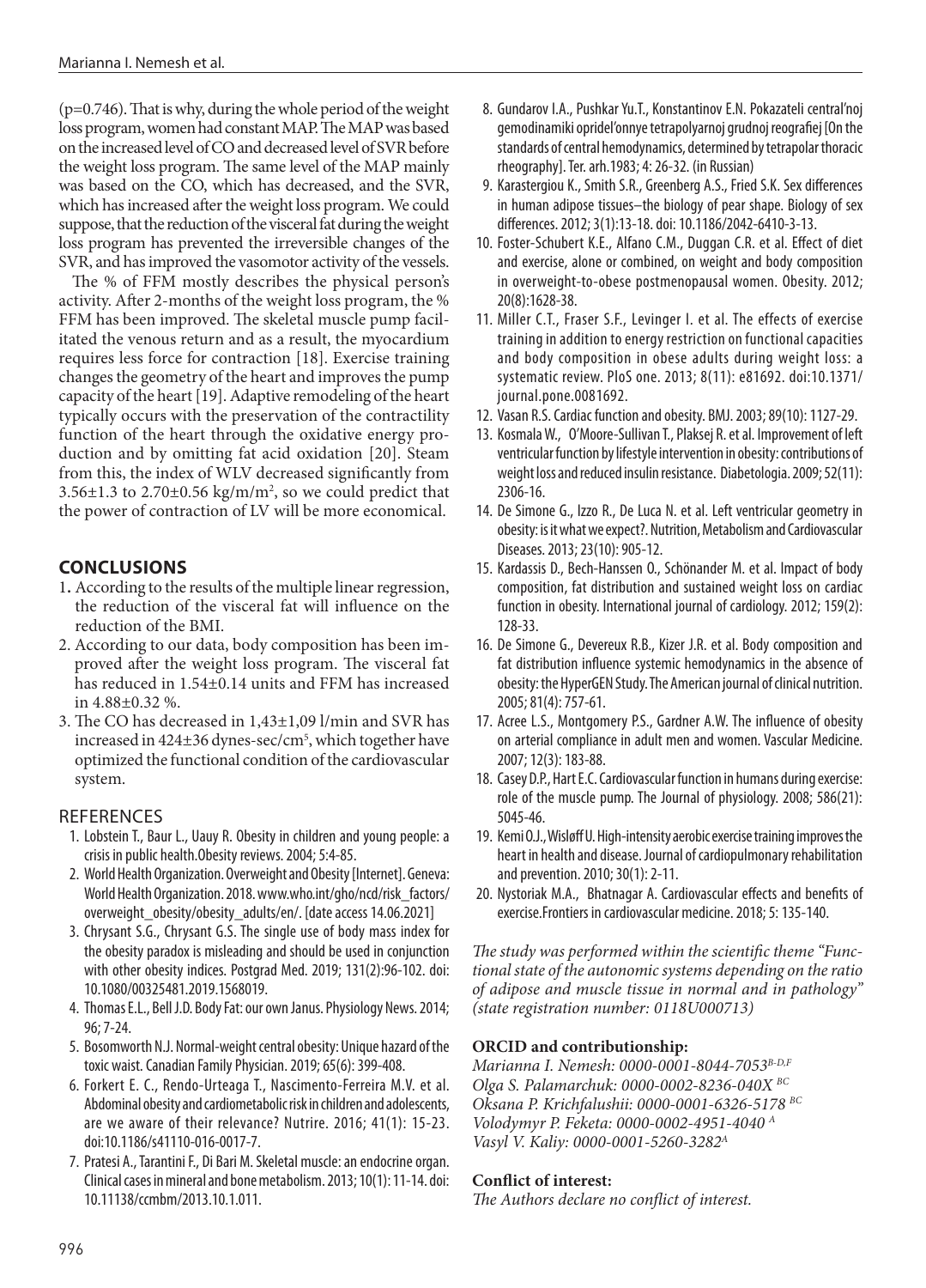(p=0.746). That is why, during the whole period of the weight loss program, women had constant MAP. The MAP was based on the increased level of CO and decreased level of SVR before the weight loss program. The same level of the MAP mainly was based on the CO, which has decreased, and the SVR, which has increased after the weight loss program. We could suppose, that the reduction of the visceral fat during the weight loss program has prevented the irreversible changes of the SVR, and has improved the vasomotor activity of the vessels.

The % of FFM mostly describes the physical person's activity. After 2-months of the weight loss program, the % FFM has been improved. The skeletal muscle pump facilitated the venous return and as a result, the myocardium requires less force for contraction [18]. Exercise training changes the geometry of the heart and improves the pump capacity of the heart [19]. Adaptive remodeling of the heart typically occurs with the preservation of the contractility function of the heart through the oxidative energy production and by omitting fat acid oxidation [20]. Steam from this, the index of WLV decreased significantly from 3.56±1.3 to 2.70±0.56 kg/m/m$^2$, so we could predict that the power of contraction of LV will be more economical.

## CONCLUSIONS

1. According to the results of the multiple linear regression, the reduction of the visceral fat will influence on the reduction of the BMI.
2. According to our data, body composition has been improved after the weight loss program. The visceral fat has reduced in 1.54±0.14 units and FFM has increased in 4.88±0.32 %.
3. The CO has decreased in 1,43±1,09 l/min and SVR has increased in 424±36 dynes-sec/cm$^5$, which together have optimized the functional condition of the cardiovascular system.

## REFERENCES

1. Lobstein T., Baur L., Uauy R. Obesity in children and young people: a crisis in public health.Obesity reviews. 2004; 5:4-85.
2. World Health Organization. Overweight and Obesity [Internet]. Geneva: World Health Organization. 2018. www.who.int/gho/ncd/risk_factors/overweight_obesity/obesity_adults/en/. [date access 14.06.2021]
3. Chrysant S.G., Chrysant G.S. The single use of body mass index for the obesity paradox is misleading and should be used in conjunction with other obesity indices. Postgrad Med. 2019; 131(2):96-102. doi: 10.1080/00325481.2019.1568019.
4. Thomas E.L., Bell J.D. Body Fat: our own Janus. Physiology News. 2014; 96; 7-24.
5. Bosomworth N.J. Normal-weight central obesity: Unique hazard of the toxic waist. Canadian Family Physician. 2019; 65(6): 399-408.
6. Forkert E. C., Rendo-Urteaga T., Nascimento-Ferreira M.V. et al. Abdominal obesity and cardiometabolic risk in children and adolescents, are we aware of their relevance? Nutrire. 2016; 41(1): 15-23. doi:10.1186/s41110-016-0017-7.
7. Pratesi A., Tarantini F., Di Bari M. Skeletal muscle: an endocrine organ. Clinical cases in mineral and bone metabolism. 2013; 10(1): 11-14. doi: 10.11138/ccmbm/2013.10.1.011.
8. Gundarov I.A., Pushkar Yu.T., Konstantinov E.N. Pokazateli central'noj gemodinamiki opridel'onnye tetrapolyarnoj grudnoj reografiej [On the standards of central hemodynamics, determined by tetrapolar thoracic rheography]. Ter. arh.1983; 4: 26-32. (in Russian)
9. Karastergiou K., Smith S.R., Greenberg A.S., Fried S.K. Sex differences in human adipose tissues–the biology of pear shape. Biology of sex differences. 2012; 3(1):13-18. doi: 10.1186/2042-6410-3-13.
10. Foster-Schubert K.E., Alfano C.M., Duggan C.R. et al. Effect of diet and exercise, alone or combined, on weight and body composition in overweight-to-obese postmenopausal women. Obesity. 2012; 20(8):1628-38.
11. Miller C.T., Fraser S.F., Levinger I. et al. The effects of exercise training in addition to energy restriction on functional capacities and body composition in obese adults during weight loss: a systematic review. PloS one. 2013; 8(11): e81692. doi:10.1371/journal.pone.0081692.
12. Vasan R.S. Cardiac function and obesity. BMJ. 2003; 89(10): 1127-29.
13. Kosmala W., O'Moore-Sullivan T., Plaksej R. et al. Improvement of left ventricular function by lifestyle intervention in obesity: contributions of weight loss and reduced insulin resistance. Diabetologia. 2009; 52(11): 2306-16.
14. De Simone G., Izzo R., De Luca N. et al. Left ventricular geometry in obesity: is it what we expect?. Nutrition, Metabolism and Cardiovascular Diseases. 2013; 23(10): 905-12.
15. Kardassis D., Bech-Hanssen O., Schönander M. et al. Impact of body composition, fat distribution and sustained weight loss on cardiac function in obesity. International journal of cardiology. 2012; 159(2): 128-33.
16. De Simone G., Devereux R.B., Kizer J.R. et al. Body composition and fat distribution influence systemic hemodynamics in the absence of obesity: the HyperGEN Study. The American journal of clinical nutrition. 2005; 81(4): 757-61.
17. Acree L.S., Montgomery P.S., Gardner A.W. The influence of obesity on arterial compliance in adult men and women. Vascular Medicine. 2007; 12(3): 183-88.
18. Casey D.P., Hart E.C. Cardiovascular function in humans during exercise: role of the muscle pump. The Journal of physiology. 2008; 586(21): 5045-46.
19. Kemi O.J., Wisløff U. High-intensity aerobic exercise training improves the heart in health and disease. Journal of cardiopulmonary rehabilitation and prevention. 2010; 30(1): 2-11.
20. Nystoriak M.A., Bhatnagar A. Cardiovascular effects and benefits of exercise.Frontiers in cardiovascular medicine. 2018; 5: 135-140.

*The study was performed within the scientific theme "Functional state of the autonomic systems depending on the ratio of adipose and muscle tissue in normal and in pathology" (state registration number: 0118U000713)*

**ORCID and contributionship:**

*Marianna I. Nemesh: 0000-0001-8044-7053[B-D,F]*
*Olga S. Palamarchuk: 0000-0002-8236-040X [BC]*
*Oksana P. Krichfalushii: 0000-0001-6326-5178 [BC]*
*Volodymyr P. Feketa: 0000-0002-4951-4040 [A]*
*Vasyl V. Kaliy: 0000-0001-5260-3282[A]*

**Conflict of interest:**

*The Authors declare no conflict of interest.*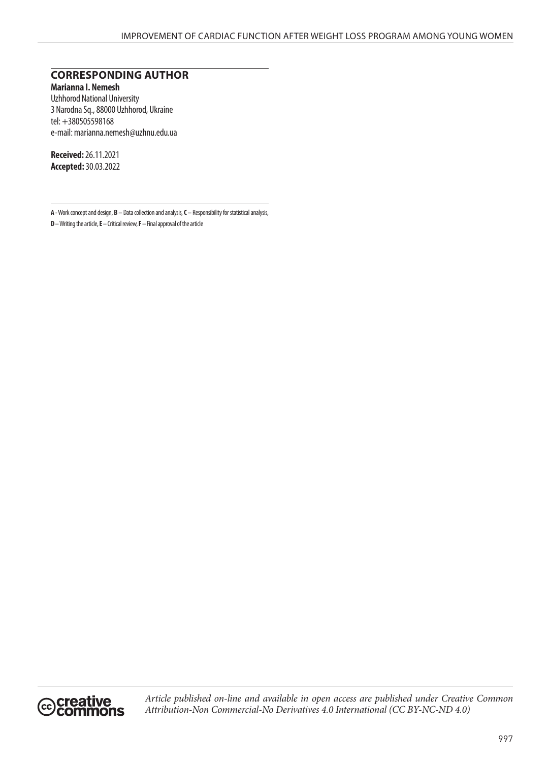## CORRESPONDING AUTHOR

**Marianna I. Nemesh**
Uzhhorod National University
3 Narodna Sq., 88000 Uzhhorod, Ukraine
tel: +380505598168
e-mail: marianna.nemesh@uzhnu.edu.ua

**Received:** 26.11.2021
**Accepted:** 30.03.2022

**A** - Work concept and design, **B** – Data collection and analysis, **C** – Responsibility for statistical analysis,
**D** – Writing the article, **E** – Critical review, **F** – Final approval of the article

*Article published on-line and available in open access are published under Creative Common Attribution-Non Commercial-No Derivatives 4.0 International (CC BY-NC-ND 4.0)*